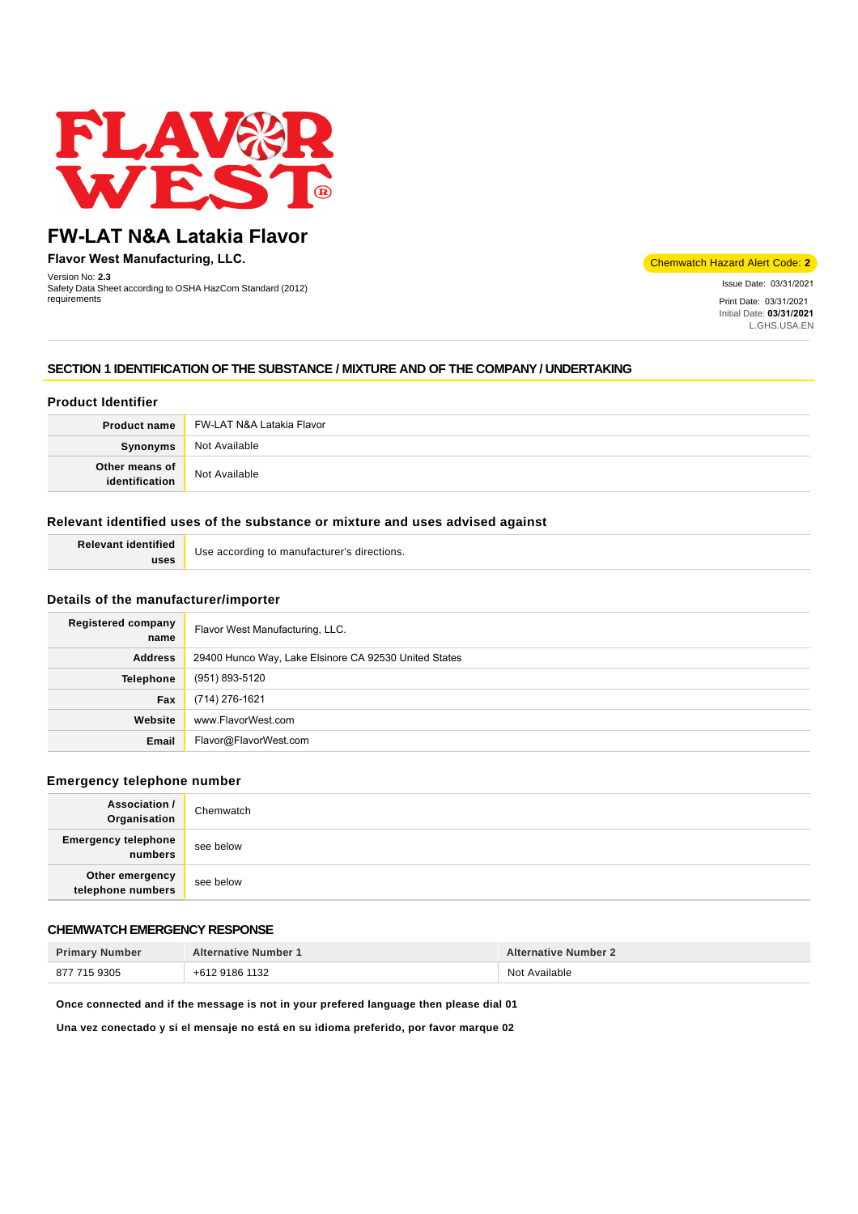# FW-LAT N&A Latakia Flavor

**Flavor West Manufacturing, LLC.**

Version No: **2.3**
Safety Data Sheet according to OSHA HazCom Standard (2012) requirements

Chemwatch Hazard Alert Code: **2**

Issue Date: 03/31/2021
Print Date: 03/31/2021
Initial Date: **03/31/2021**
L.GHS.USA.EN

## SECTION 1 IDENTIFICATION OF THE SUBSTANCE / MIXTURE AND OF THE COMPANY / UNDERTAKING

### Product Identifier

| | |
|---|---|
| **Product name** | FW-LAT N&A Latakia Flavor |
| **Synonyms** | Not Available |
| **Other means of identification** | Not Available |

### Relevant identified uses of the substance or mixture and uses advised against

| | |
|---|---|
| **Relevant identified uses** | Use according to manufacturer's directions. |

### Details of the manufacturer/importer

| | |
|---|---|
| **Registered company name** | Flavor West Manufacturing, LLC. |
| **Address** | 29400 Hunco Way, Lake Elsinore CA 92530 United States |
| **Telephone** | (951) 893-5120 |
| **Fax** | (714) 276-1621 |
| **Website** | www.FlavorWest.com |
| **Email** | Flavor@FlavorWest.com |

### Emergency telephone number

| | |
|---|---|
| **Association / Organisation** | Chemwatch |
| **Emergency telephone numbers** | see below |
| **Other emergency telephone numbers** | see below |

### CHEMWATCH EMERGENCY RESPONSE

| Primary Number | Alternative Number 1 | Alternative Number 2 |
|---|---|---|
| 877 715 9305 | +612 9186 1132 | Not Available |

**Once connected and if the message is not in your prefered language then please dial 01**

**Una vez conectado y si el mensaje no está en su idioma preferido, por favor marque 02**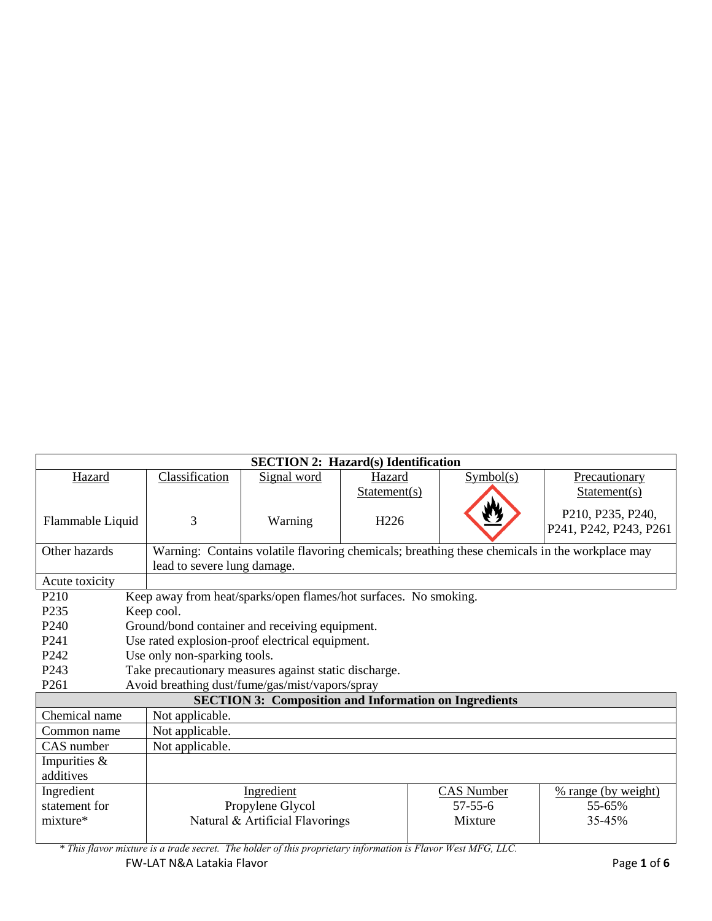## SECTION 2: Hazard(s) Identification

| Hazard | Classification | Signal word | Hazard Statement(s) | Symbol(s) | Precautionary Statement(s) |
|---|---|---|---|---|---|
| Flammable Liquid | 3 | Warning | H226 | | P210, P235, P240, P241, P242, P243, P261 |
| Other hazards | Warning: Contains volatile flavoring chemicals; breathing these chemicals in the workplace may lead to severe lung damage. | | | | |
| Acute toxicity | | | | | |

| | |
|---|---|
| P210 | Keep away from heat/sparks/open flames/hot surfaces. No smoking. |
| P235 | Keep cool. |
| P240 | Ground/bond container and receiving equipment. |
| P241 | Use rated explosion-proof electrical equipment. |
| P242 | Use only non-sparking tools. |
| P243 | Take precautionary measures against static discharge. |
| P261 | Avoid breathing dust/fume/gas/mist/vapors/spray |

## SECTION 3: Composition and Information on Ingredients

| | |
|---|---|
| Chemical name | Not applicable. |
| Common name | Not applicable. |
| CAS number | Not applicable. |
| Impurities & additives | |

| Ingredient statement for mixture* | Ingredient | CAS Number | % range (by weight) |
|---|---|---|---|
| | Propylene Glycol | 57-55-6 | 55-65% |
| | Natural & Artificial Flavorings | Mixture | 35-45% |

*\* This flavor mixture is a trade secret. The holder of this proprietary information is Flavor West MFG, LLC.*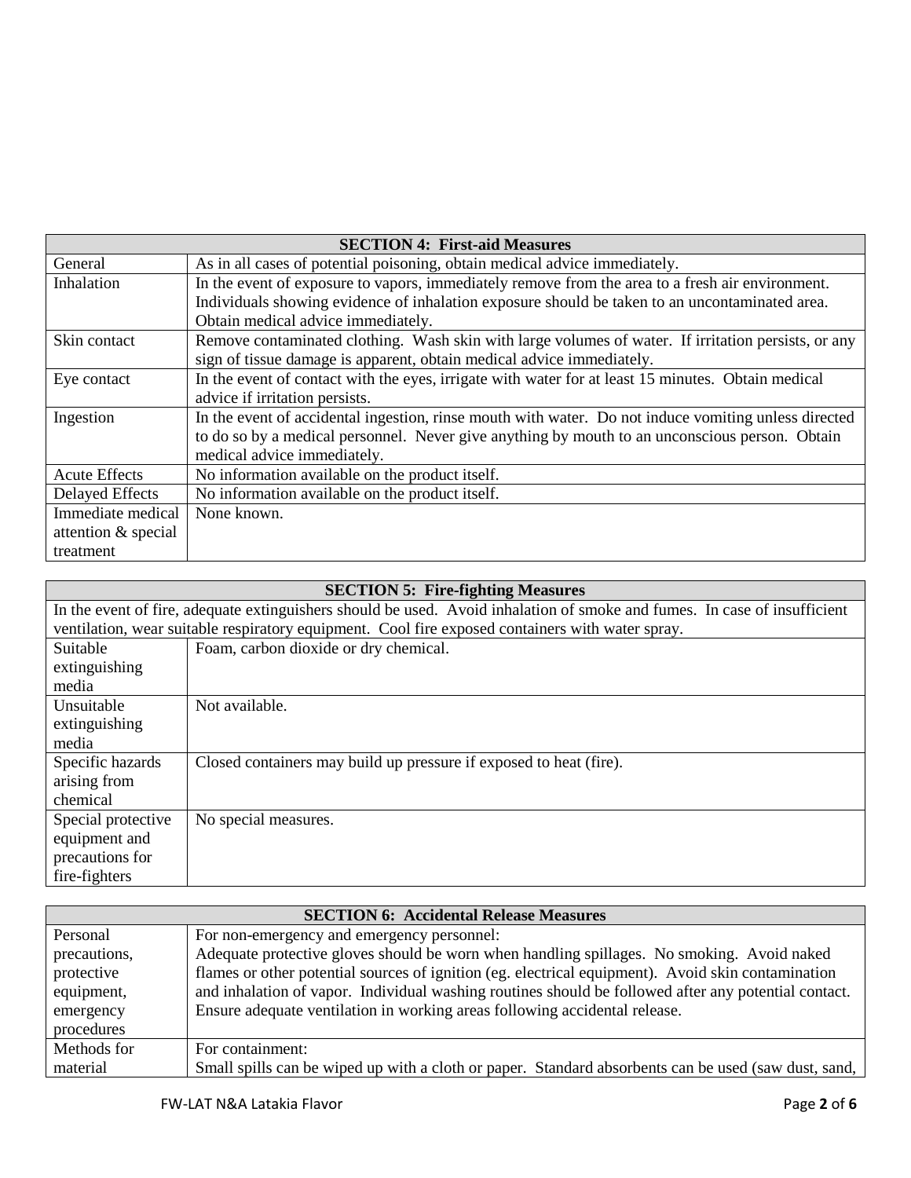| SECTION 4: First-aid Measures | |
|---|---|
| General | As in all cases of potential poisoning, obtain medical advice immediately. |
| Inhalation | In the event of exposure to vapors, immediately remove from the area to a fresh air environment. Individuals showing evidence of inhalation exposure should be taken to an uncontaminated area. Obtain medical advice immediately. |
| Skin contact | Remove contaminated clothing. Wash skin with large volumes of water. If irritation persists, or any sign of tissue damage is apparent, obtain medical advice immediately. |
| Eye contact | In the event of contact with the eyes, irrigate with water for at least 15 minutes. Obtain medical advice if irritation persists. |
| Ingestion | In the event of accidental ingestion, rinse mouth with water. Do not induce vomiting unless directed to do so by a medical personnel. Never give anything by mouth to an unconscious person. Obtain medical advice immediately. |
| Acute Effects | No information available on the product itself. |
| Delayed Effects | No information available on the product itself. |
| Immediate medical attention & special treatment | None known. |

| SECTION 5: Fire-fighting Measures | |
|---|---|
| In the event of fire, adequate extinguishers should be used. Avoid inhalation of smoke and fumes. In case of insufficient ventilation, wear suitable respiratory equipment. Cool fire exposed containers with water spray. | |
| Suitable extinguishing media | Foam, carbon dioxide or dry chemical. |
| Unsuitable extinguishing media | Not available. |
| Specific hazards arising from chemical | Closed containers may build up pressure if exposed to heat (fire). |
| Special protective equipment and precautions for fire-fighters | No special measures. |

| SECTION 6: Accidental Release Measures | |
|---|---|
| Personal precautions, protective equipment, emergency procedures | For non-emergency and emergency personnel: Adequate protective gloves should be worn when handling spillages. No smoking. Avoid naked flames or other potential sources of ignition (eg. electrical equipment). Avoid skin contamination and inhalation of vapor. Individual washing routines should be followed after any potential contact. Ensure adequate ventilation in working areas following accidental release. |
| Methods for material | For containment: Small spills can be wiped up with a cloth or paper. Standard absorbents can be used (saw dust, sand, |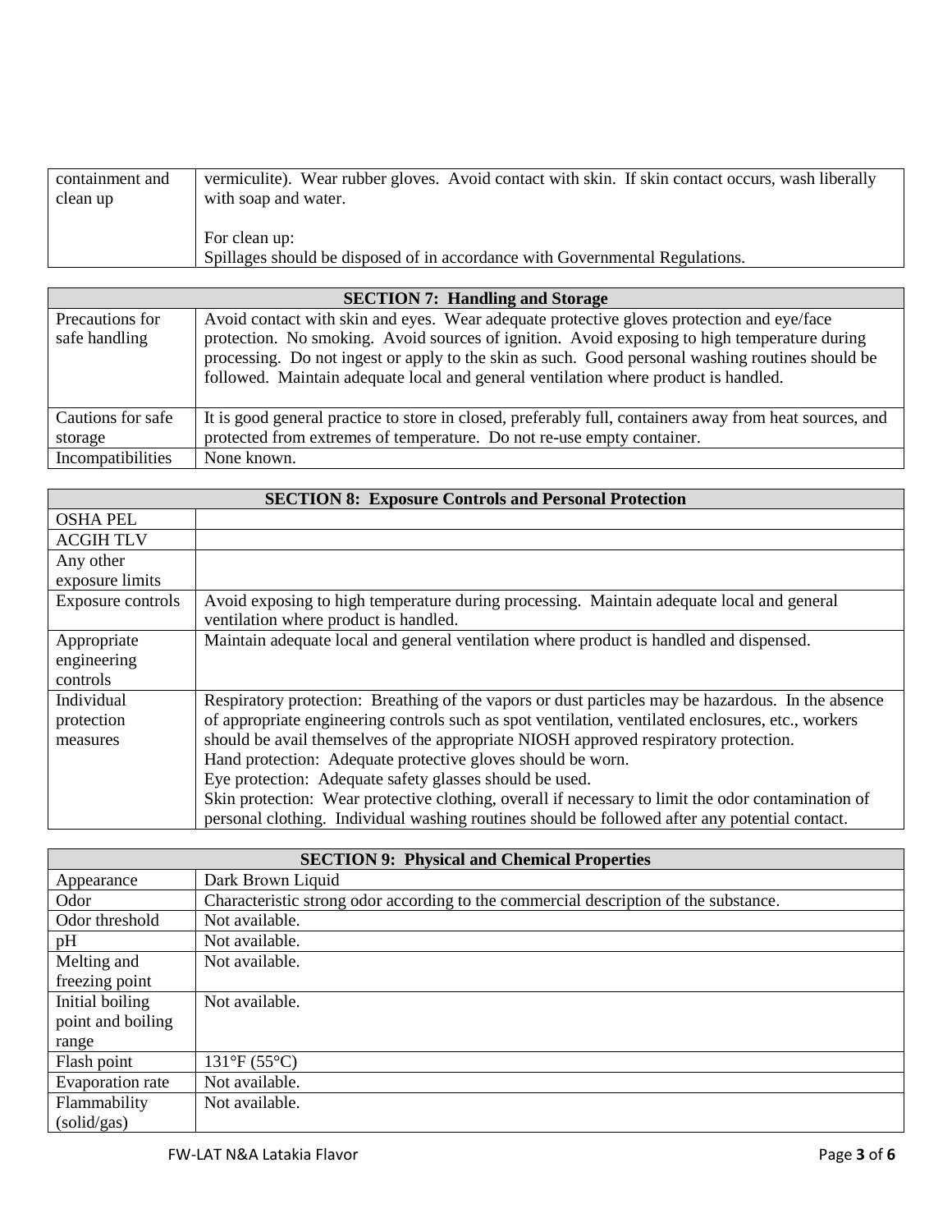| containment and clean up | vermiculite). Wear rubber gloves. Avoid contact with skin. If skin contact occurs, wash liberally with soap and water.<br><br>For clean up:<br>Spillages should be disposed of in accordance with Governmental Regulations. |
|---|---|

| **SECTION 7: Handling and Storage** | |
|---|---|
| Precautions for safe handling | Avoid contact with skin and eyes. Wear adequate protective gloves protection and eye/face protection. No smoking. Avoid sources of ignition. Avoid exposing to high temperature during processing. Do not ingest or apply to the skin as such. Good personal washing routines should be followed. Maintain adequate local and general ventilation where product is handled. |
| Cautions for safe storage | It is good general practice to store in closed, preferably full, containers away from heat sources, and protected from extremes of temperature. Do not re-use empty container. |
| Incompatibilities | None known. |

| **SECTION 8: Exposure Controls and Personal Protection** | |
|---|---|
| OSHA PEL | |
| ACGIH TLV | |
| Any other exposure limits | |
| Exposure controls | Avoid exposing to high temperature during processing. Maintain adequate local and general ventilation where product is handled. |
| Appropriate engineering controls | Maintain adequate local and general ventilation where product is handled and dispensed. |
| Individual protection measures | Respiratory protection: Breathing of the vapors or dust particles may be hazardous. In the absence of appropriate engineering controls such as spot ventilation, ventilated enclosures, etc., workers should be avail themselves of the appropriate NIOSH approved respiratory protection.<br>Hand protection: Adequate protective gloves should be worn.<br>Eye protection: Adequate safety glasses should be used.<br>Skin protection: Wear protective clothing, overall if necessary to limit the odor contamination of personal clothing. Individual washing routines should be followed after any potential contact. |

| **SECTION 9: Physical and Chemical Properties** | |
|---|---|
| Appearance | Dark Brown Liquid |
| Odor | Characteristic strong odor according to the commercial description of the substance. |
| Odor threshold | Not available. |
| pH | Not available. |
| Melting and freezing point | Not available. |
| Initial boiling point and boiling range | Not available. |
| Flash point | 131°F (55°C) |
| Evaporation rate | Not available. |
| Flammability (solid/gas) | Not available. |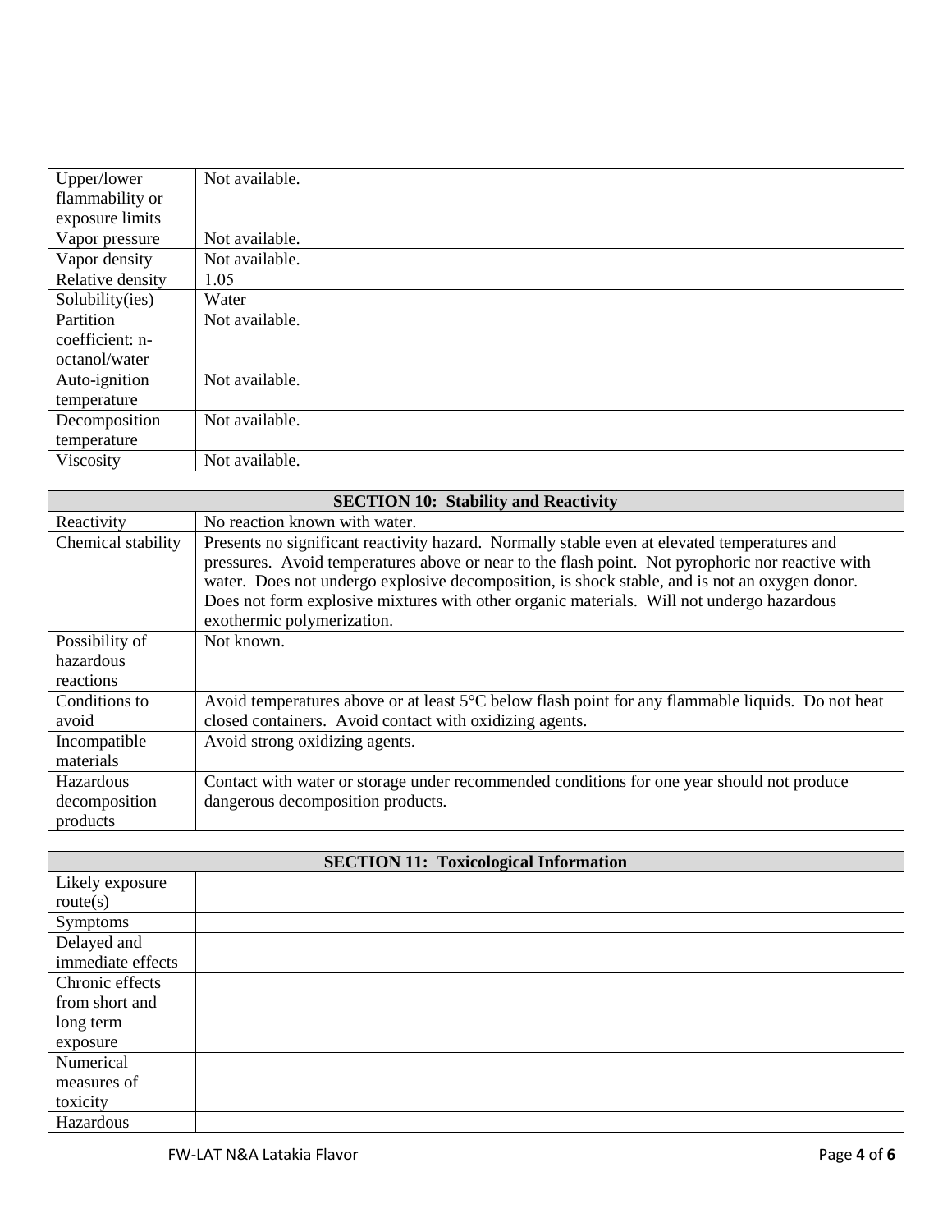| Upper/lower flammability or exposure limits | Not available. |
| --- | --- |
| Vapor pressure | Not available. |
| Vapor density | Not available. |
| Relative density | 1.05 |
| Solubility(ies) | Water |
| Partition coefficient: n-octanol/water | Not available. |
| Auto-ignition temperature | Not available. |
| Decomposition temperature | Not available. |
| Viscosity | Not available. |

| SECTION 10: Stability and Reactivity | |
| --- | --- |
| Reactivity | No reaction known with water. |
| Chemical stability | Presents no significant reactivity hazard. Normally stable even at elevated temperatures and pressures. Avoid temperatures above or near to the flash point. Not pyrophoric nor reactive with water. Does not undergo explosive decomposition, is shock stable, and is not an oxygen donor. Does not form explosive mixtures with other organic materials. Will not undergo hazardous exothermic polymerization. |
| Possibility of hazardous reactions | Not known. |
| Conditions to avoid | Avoid temperatures above or at least 5°C below flash point for any flammable liquids. Do not heat closed containers. Avoid contact with oxidizing agents. |
| Incompatible materials | Avoid strong oxidizing agents. |
| Hazardous decomposition products | Contact with water or storage under recommended conditions for one year should not produce dangerous decomposition products. |

| SECTION 11: Toxicological Information | |
| --- | --- |
| Likely exposure route(s) | |
| Symptoms | |
| Delayed and immediate effects | |
| Chronic effects from short and long term exposure | |
| Numerical measures of toxicity | |
| Hazardous | |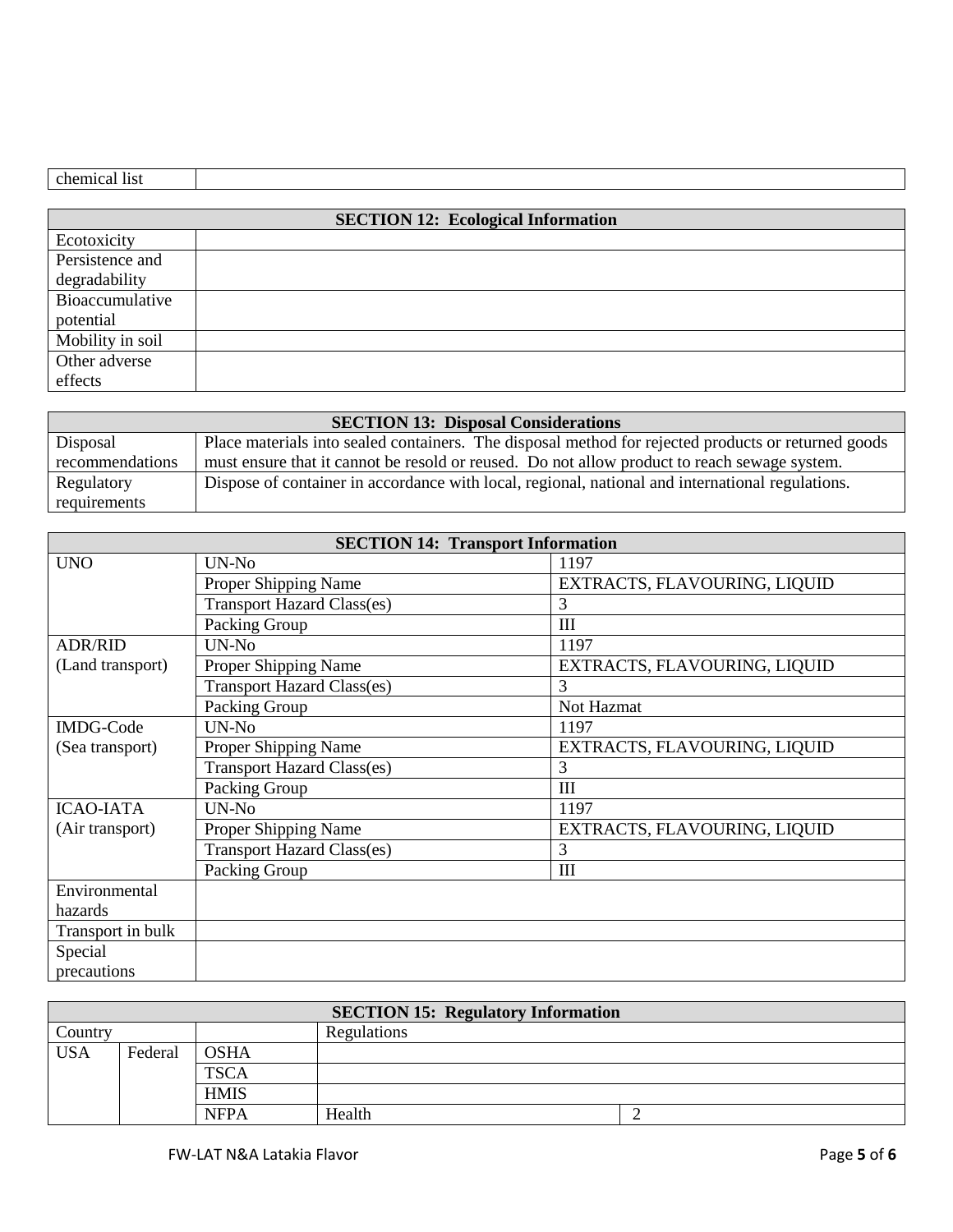| chemical list | |
|---|---|

| SECTION 12: Ecological Information | |
|---|---|
| Ecotoxicity | |
| Persistence and degradability | |
| Bioaccumulative potential | |
| Mobility in soil | |
| Other adverse effects | |

| SECTION 13: Disposal Considerations | |
|---|---|
| Disposal recommendations | Place materials into sealed containers. The disposal method for rejected products or returned goods must ensure that it cannot be resold or reused. Do not allow product to reach sewage system. |
| Regulatory requirements | Dispose of container in accordance with local, regional, national and international regulations. |

| SECTION 14: Transport Information | | |
|---|---|---|
| UNO | UN-No | 1197 |
| | Proper Shipping Name | EXTRACTS, FLAVOURING, LIQUID |
| | Transport Hazard Class(es) | 3 |
| | Packing Group | III |
| ADR/RID (Land transport) | UN-No | 1197 |
| | Proper Shipping Name | EXTRACTS, FLAVOURING, LIQUID |
| | Transport Hazard Class(es) | 3 |
| | Packing Group | Not Hazmat |
| IMDG-Code (Sea transport) | UN-No | 1197 |
| | Proper Shipping Name | EXTRACTS, FLAVOURING, LIQUID |
| | Transport Hazard Class(es) | 3 |
| | Packing Group | III |
| ICAO-IATA (Air transport) | UN-No | 1197 |
| | Proper Shipping Name | EXTRACTS, FLAVOURING, LIQUID |
| | Transport Hazard Class(es) | 3 |
| | Packing Group | III |
| Environmental hazards | | |
| Transport in bulk | | |
| Special precautions | | |

| SECTION 15: Regulatory Information | | | | |
|---|---|---|---|---|
| Country | | | Regulations | |
| USA | Federal | OSHA | | |
| | | TSCA | | |
| | | HMIS | | |
| | | NFPA | Health | 2 |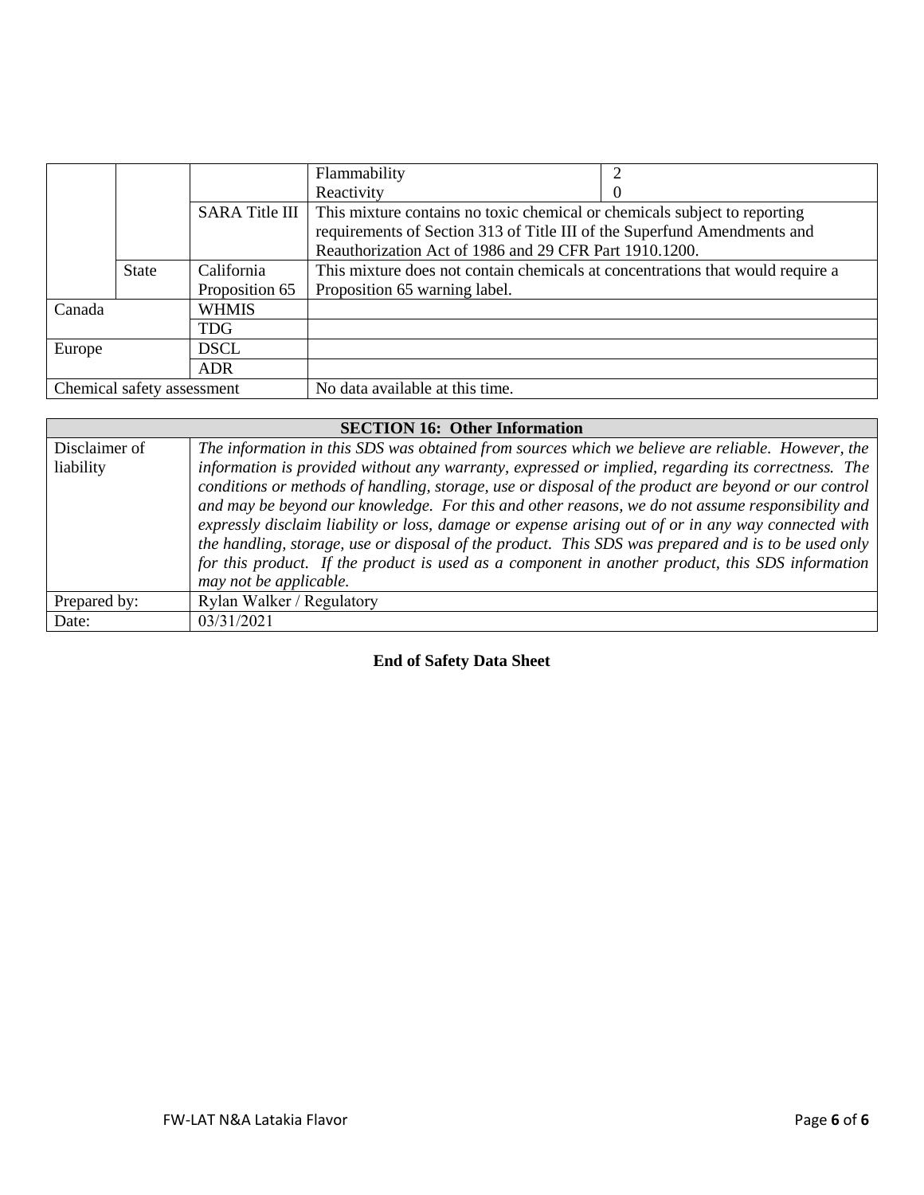| | | | | |
|---|---|---|---|---|
| | | | Flammability | 2 |
| | | | Reactivity | 0 |
| | | SARA Title III | This mixture contains no toxic chemical or chemicals subject to reporting requirements of Section 313 of Title III of the Superfund Amendments and Reauthorization Act of 1986 and 29 CFR Part 1910.1200. | |
| | State | California Proposition 65 | This mixture does not contain chemicals at concentrations that would require a Proposition 65 warning label. | |
| Canada | | WHMIS | | |
| | | TDG | | |
| Europe | | DSCL | | |
| | | ADR | | |
| Chemical safety assessment | | | No data available at this time. | |

| SECTION 16: Other Information | |
|---|---|
| Disclaimer of liability | *The information in this SDS was obtained from sources which we believe are reliable. However, the information is provided without any warranty, expressed or implied, regarding its correctness. The conditions or methods of handling, storage, use or disposal of the product are beyond or our control and may be beyond our knowledge. For this and other reasons, we do not assume responsibility and expressly disclaim liability or loss, damage or expense arising out of or in any way connected with the handling, storage, use or disposal of the product. This SDS was prepared and is to be used only for this product. If the product is used as a component in another product, this SDS information may not be applicable.* |
| Prepared by: | Rylan Walker / Regulatory |
| Date: | 03/31/2021 |

**End of Safety Data Sheet**